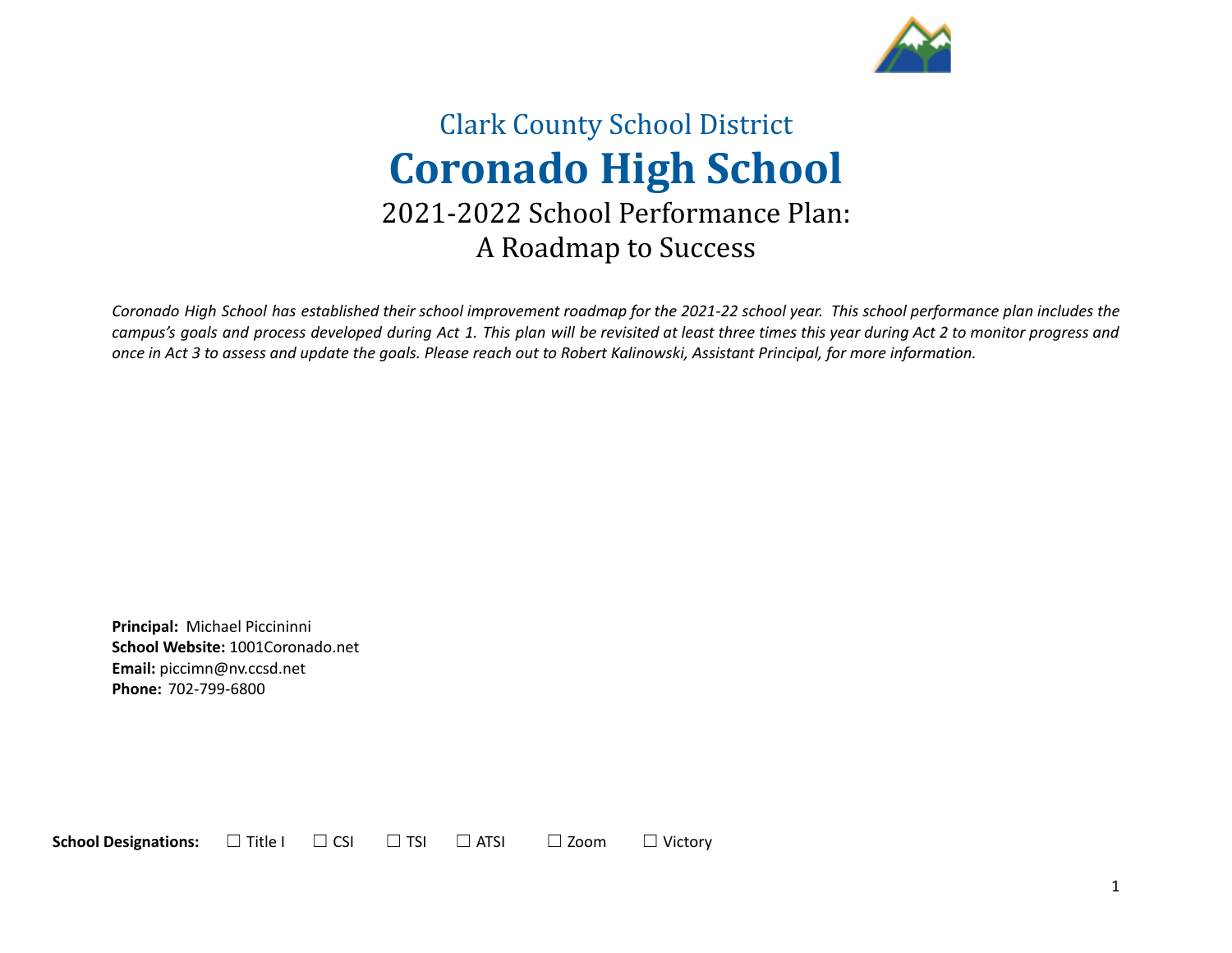Clark County School District

# Coronado High School

## 2021-2022 School Performance Plan: A Roadmap to Success

*Coronado High School has established their school improvement roadmap for the 2021-22 school year. This school performance plan includes the campus's goals and process developed during Act 1. This plan will be revisited at least three times this year during Act 2 to monitor progress and once in Act 3 to assess and update the goals. Please reach out to Robert Kalinowski, Assistant Principal, for more information.*

**Principal:** Michael Piccininni
**School Website:** 1001Coronado.net
**Email:** piccimn@nv.ccsd.net
**Phone:** 702-799-6800

**School Designations:** ☐ Title I ☐ CSI ☐ TSI ☐ ATSI ☐ Zoom ☐ Victory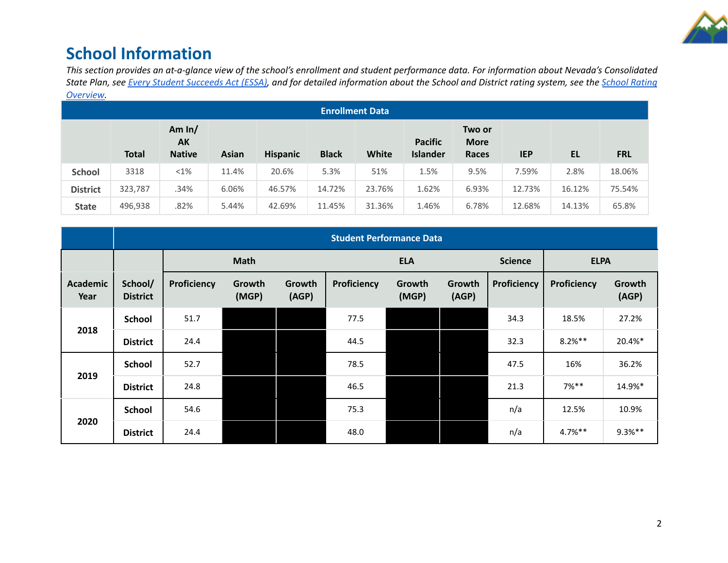# School Information

*This section provides an at-a-glance view of the school's enrollment and student performance data. For information about Nevada's Consolidated State Plan, see [Every Student Succeeds Act (ESSA)](), and for detailed information about the School and District rating system, see the [School Rating Overview]().*

| Enrollment Data | | | | | | | | | | | |
|---|---|---|---|---|---|---|---|---|---|---|---|
| | **Total** | **Am In/ AK Native** | **Asian** | **Hispanic** | **Black** | **White** | **Pacific Islander** | **Two or More Races** | **IEP** | **EL** | **FRL** |
| **School** | 3318 | <1% | 11.4% | 20.6% | 5.3% | 51% | 1.5% | 9.5% | 7.59% | 2.8% | 18.06% |
| **District** | 323,787 | .34% | 6.06% | 46.57% | 14.72% | 23.76% | 1.62% | 6.93% | 12.73% | 16.12% | 75.54% |
| **State** | 496,938 | .82% | 5.44% | 42.69% | 11.45% | 31.36% | 1.46% | 6.78% | 12.68% | 14.13% | 65.8% |

| | Student Performance Data | | | | | | | | | |
|---|---|---|---|---|---|---|---|---|---|---|
| | | **Math** | | | **ELA** | | | **Science** | **ELPA** | |
| **Academic Year** | **School/ District** | **Proficiency** | **Growth (MGP)** | **Growth (AGP)** | **Proficiency** | **Growth (MGP)** | **Growth (AGP)** | **Proficiency** | **Proficiency** | **Growth (AGP)** |
| **2018** | **School** | 51.7 | | | 77.5 | | | 34.3 | 18.5% | 27.2% |
| | **District** | 24.4 | | | 44.5 | | | 32.3 | 8.2%** | 20.4%* |
| **2019** | **School** | 52.7 | | | 78.5 | | | 47.5 | 16% | 36.2% |
| | **District** | 24.8 | | | 46.5 | | | 21.3 | 7%** | 14.9%* |
| **2020** | **School** | 54.6 | | | 75.3 | | | n/a | 12.5% | 10.9% |
| | **District** | 24.4 | | | 48.0 | | | n/a | 4.7%** | 9.3%** |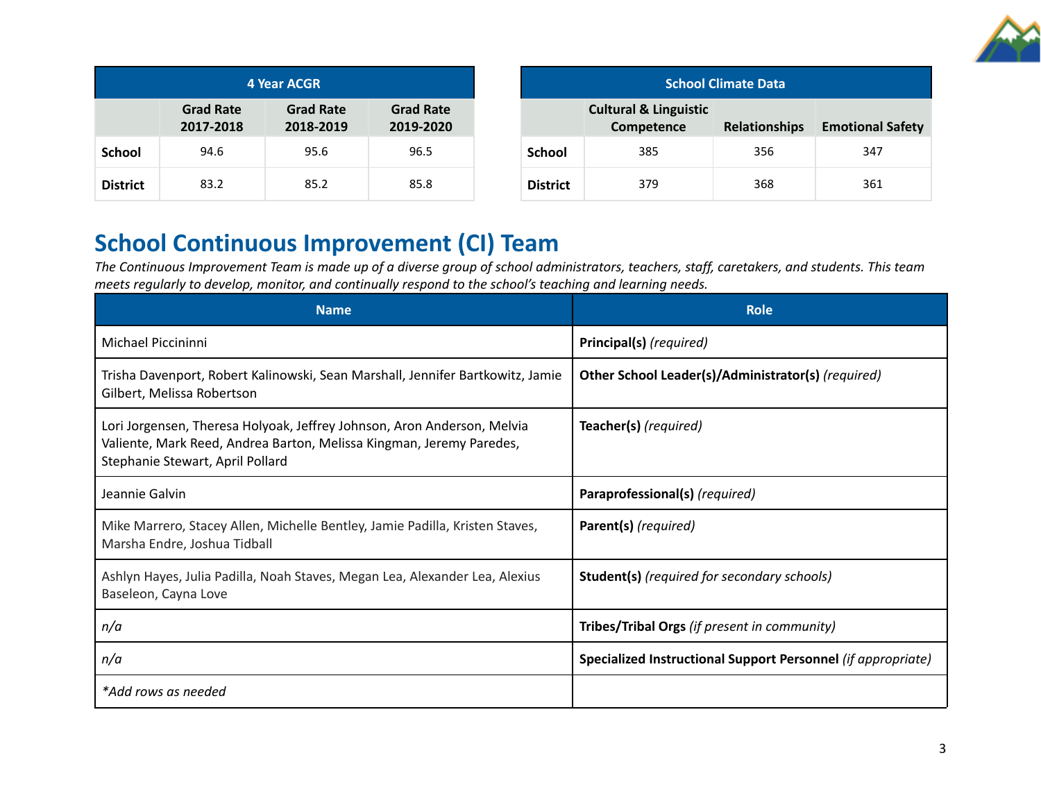| 4 Year ACGR | | | |
|---|---|---|---|
| | Grad Rate 2017-2018 | Grad Rate 2018-2019 | Grad Rate 2019-2020 |
| **School** | 94.6 | 95.6 | 96.5 |
| **District** | 83.2 | 85.2 | 85.8 |

| School Climate Data | | | |
|---|---|---|---|
| | Cultural & Linguistic Competence | Relationships | Emotional Safety |
| **School** | 385 | 356 | 347 |
| **District** | 379 | 368 | 361 |

## School Continuous Improvement (CI) Team

*The Continuous Improvement Team is made up of a diverse group of school administrators, teachers, staff, caretakers, and students. This team meets regularly to develop, monitor, and continually respond to the school's teaching and learning needs.*

| Name | Role |
|---|---|
| Michael Piccininni | **Principal(s)** *(required)* |
| Trisha Davenport, Robert Kalinowski, Sean Marshall, Jennifer Bartkowitz, Jamie Gilbert, Melissa Robertson | **Other School Leader(s)/Administrator(s)** *(required)* |
| Lori Jorgensen, Theresa Holyoak, Jeffrey Johnson, Aron Anderson, Melvia Valiente, Mark Reed, Andrea Barton, Melissa Kingman, Jeremy Paredes, Stephanie Stewart, April Pollard | **Teacher(s)** *(required)* |
| Jeannie Galvin | **Paraprofessional(s)** *(required)* |
| Mike Marrero, Stacey Allen, Michelle Bentley, Jamie Padilla, Kristen Staves, Marsha Endre, Joshua Tidball | **Parent(s)** *(required)* |
| Ashlyn Hayes, Julia Padilla, Noah Staves, Megan Lea, Alexander Lea, Alexius Baseleon, Cayna Love | **Student(s)** *(required for secondary schools)* |
| *n/a* | **Tribes/Tribal Orgs** *(if present in community)* |
| *n/a* | **Specialized Instructional Support Personnel** *(if appropriate)* |
| **Add rows as needed* | |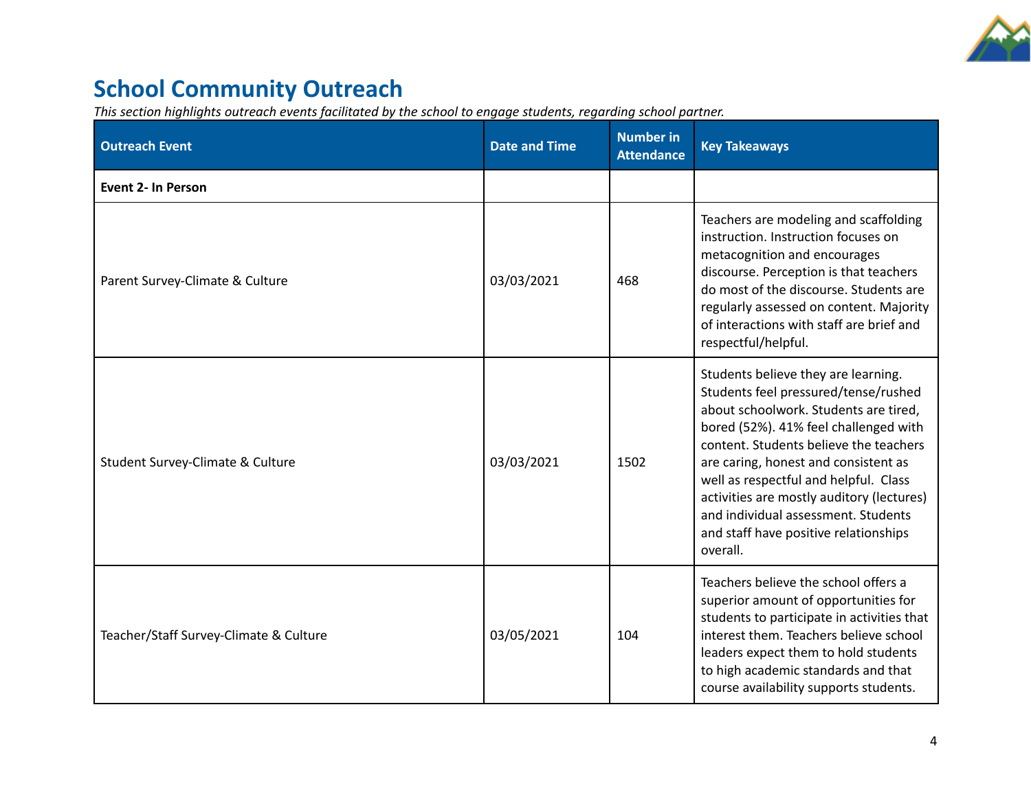## School Community Outreach

*This section highlights outreach events facilitated by the school to engage students, regarding school partner.*

| Outreach Event | Date and Time | Number in Attendance | Key Takeaways |
|---|---|---|---|
| **Event 2- In Person** | | | |
| Parent Survey-Climate & Culture | 03/03/2021 | 468 | Teachers are modeling and scaffolding instruction. Instruction focuses on metacognition and encourages discourse. Perception is that teachers do most of the discourse. Students are regularly assessed on content. Majority of interactions with staff are brief and respectful/helpful. |
| Student Survey-Climate & Culture | 03/03/2021 | 1502 | Students believe they are learning. Students feel pressured/tense/rushed about schoolwork. Students are tired, bored (52%). 41% feel challenged with content. Students believe the teachers are caring, honest and consistent as well as respectful and helpful. Class activities are mostly auditory (lectures) and individual assessment. Students and staff have positive relationships overall. |
| Teacher/Staff Survey-Climate & Culture | 03/05/2021 | 104 | Teachers believe the school offers a superior amount of opportunities for students to participate in activities that interest them. Teachers believe school leaders expect them to hold students to high academic standards and that course availability supports students. |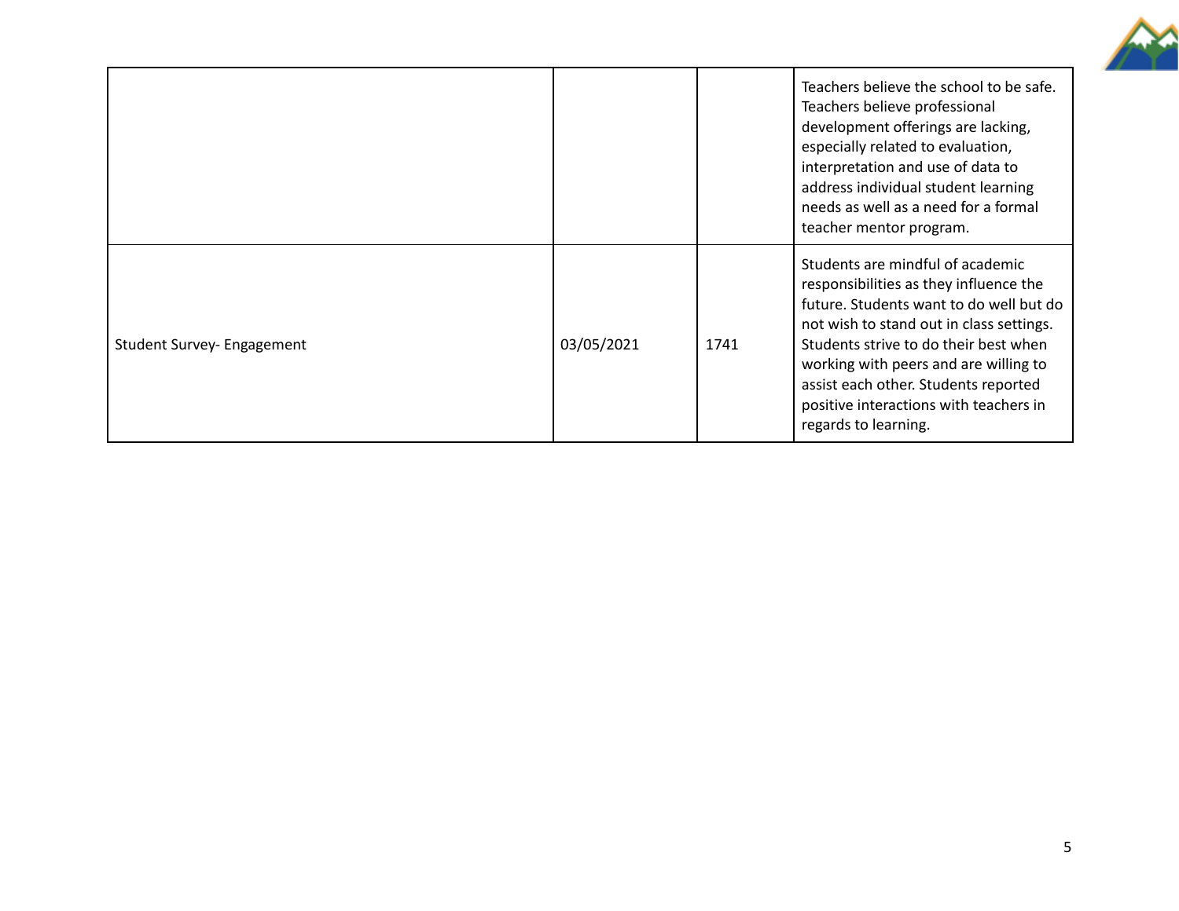| | | | |
|---|---|---|---|
| | | | Teachers believe the school to be safe. Teachers believe professional development offerings are lacking, especially related to evaluation, interpretation and use of data to address individual student learning needs as well as a need for a formal teacher mentor program. |
| Student Survey- Engagement | 03/05/2021 | 1741 | Students are mindful of academic responsibilities as they influence the future. Students want to do well but do not wish to stand out in class settings. Students strive to do their best when working with peers and are willing to assist each other. Students reported positive interactions with teachers in regards to learning. |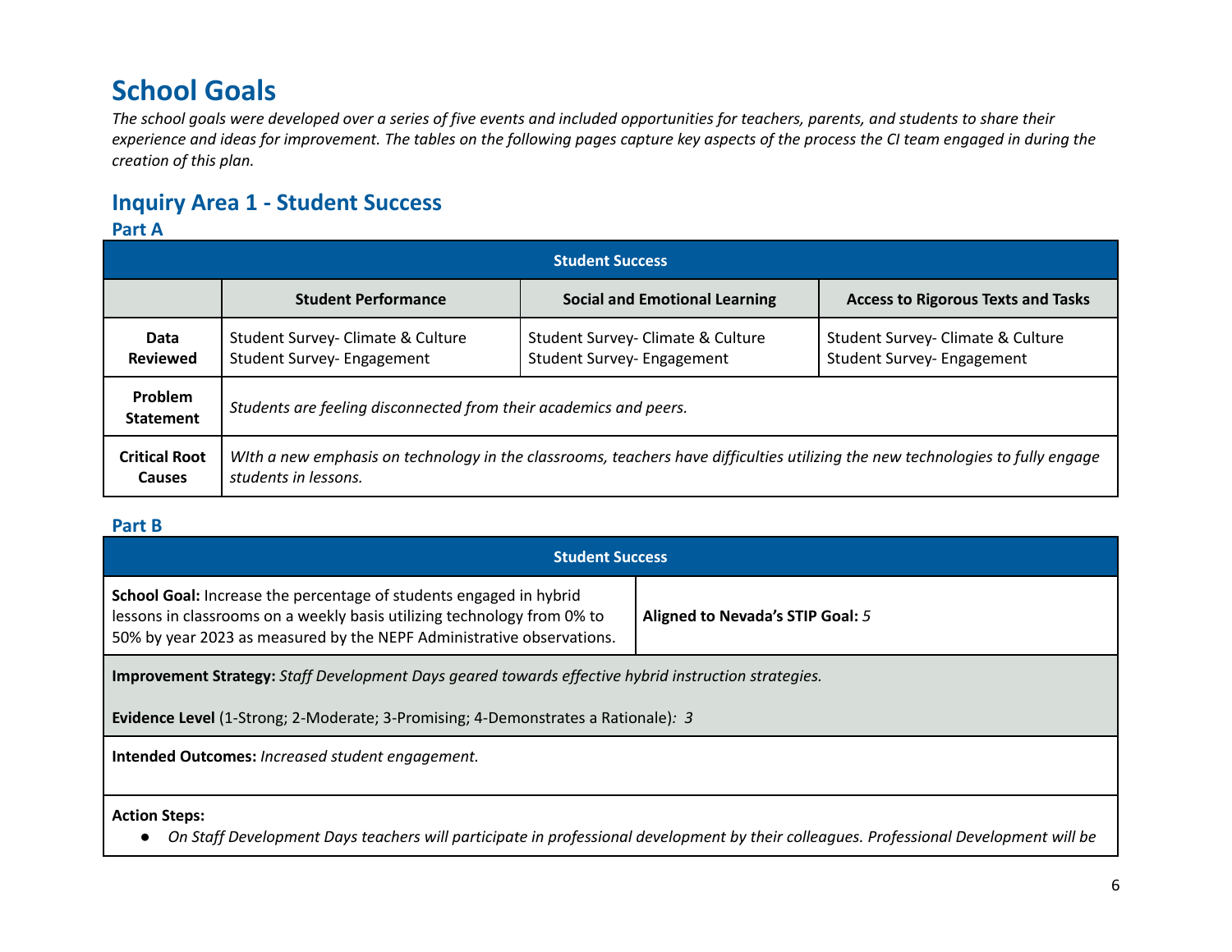# School Goals

*The school goals were developed over a series of five events and included opportunities for teachers, parents, and students to share their experience and ideas for improvement. The tables on the following pages capture key aspects of the process the CI team engaged in during the creation of this plan.*

## Inquiry Area 1 - Student Success

### Part A

| Student Success | | | |
|---|---|---|---|
| | **Student Performance** | **Social and Emotional Learning** | **Access to Rigorous Texts and Tasks** |
| **Data Reviewed** | Student Survey- Climate & Culture<br>Student Survey- Engagement | Student Survey- Climate & Culture<br>Student Survey- Engagement | Student Survey- Climate & Culture<br>Student Survey- Engagement |
| **Problem Statement** | *Students are feeling disconnected from their academics and peers.* | | |
| **Critical Root Causes** | *WIth a new emphasis on technology in the classrooms, teachers have difficulties utilizing the new technologies to fully engage students in lessons.* | | |

### Part B

| Student Success | |
|---|---|
| **School Goal:** Increase the percentage of students engaged in hybrid lessons in classrooms on a weekly basis utilizing technology from 0% to 50% by year 2023 as measured by the NEPF Administrative observations. | **Aligned to Nevada's STIP Goal:** *5* |
| **Improvement Strategy:** *Staff Development Days geared towards effective hybrid instruction strategies.*<br><br>**Evidence Level** (1-Strong; 2-Moderate; 3-Promising; 4-Demonstrates a Rationale)*: 3* | |
| **Intended Outcomes:** *Increased student engagement.* | |
| **Action Steps:**<br>● *On Staff Development Days teachers will participate in professional development by their colleagues. Professional Development will be* | |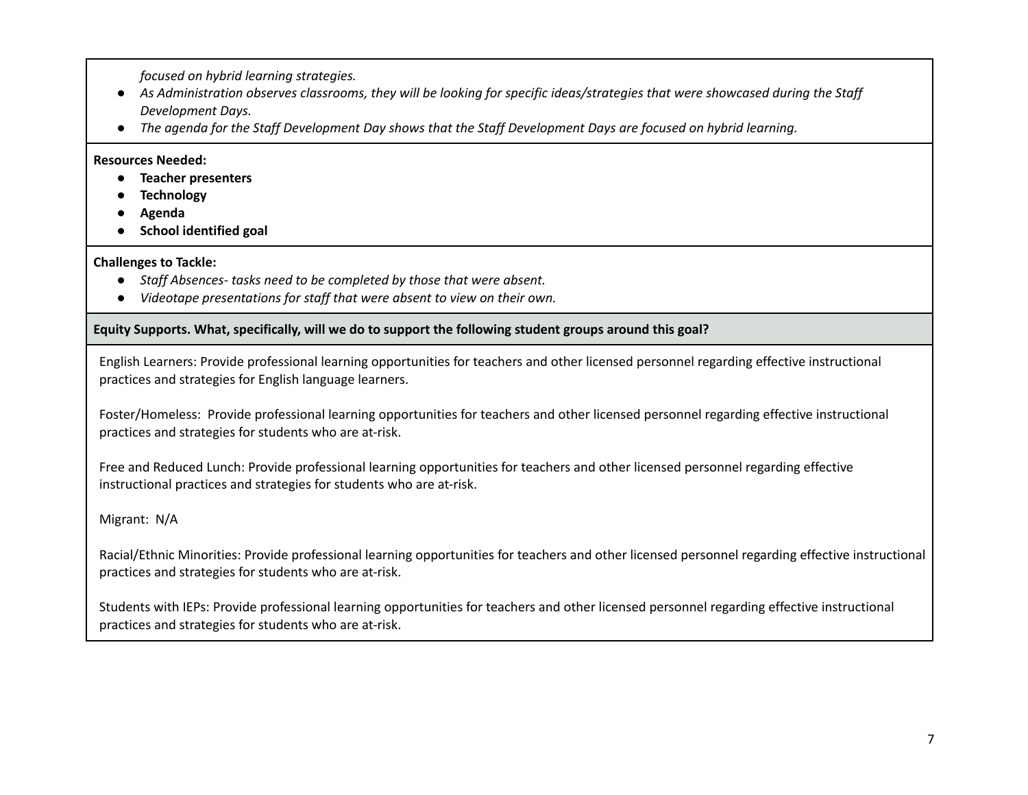*focused on hybrid learning strategies.*

- *As Administration observes classrooms, they will be looking for specific ideas/strategies that were showcased during the Staff Development Days.*
- *The agenda for the Staff Development Day shows that the Staff Development Days are focused on hybrid learning.*

**Resources Needed:**

- **Teacher presenters**
- **Technology**
- **Agenda**
- **School identified goal**

**Challenges to Tackle:**

- *Staff Absences- tasks need to be completed by those that were absent.*
- *Videotape presentations for staff that were absent to view on their own.*

**Equity Supports. What, specifically, will we do to support the following student groups around this goal?**

English Learners: Provide professional learning opportunities for teachers and other licensed personnel regarding effective instructional practices and strategies for English language learners.

Foster/Homeless: Provide professional learning opportunities for teachers and other licensed personnel regarding effective instructional practices and strategies for students who are at-risk.

Free and Reduced Lunch: Provide professional learning opportunities for teachers and other licensed personnel regarding effective instructional practices and strategies for students who are at-risk.

Migrant: N/A

Racial/Ethnic Minorities: Provide professional learning opportunities for teachers and other licensed personnel regarding effective instructional practices and strategies for students who are at-risk.

Students with IEPs: Provide professional learning opportunities for teachers and other licensed personnel regarding effective instructional practices and strategies for students who are at-risk.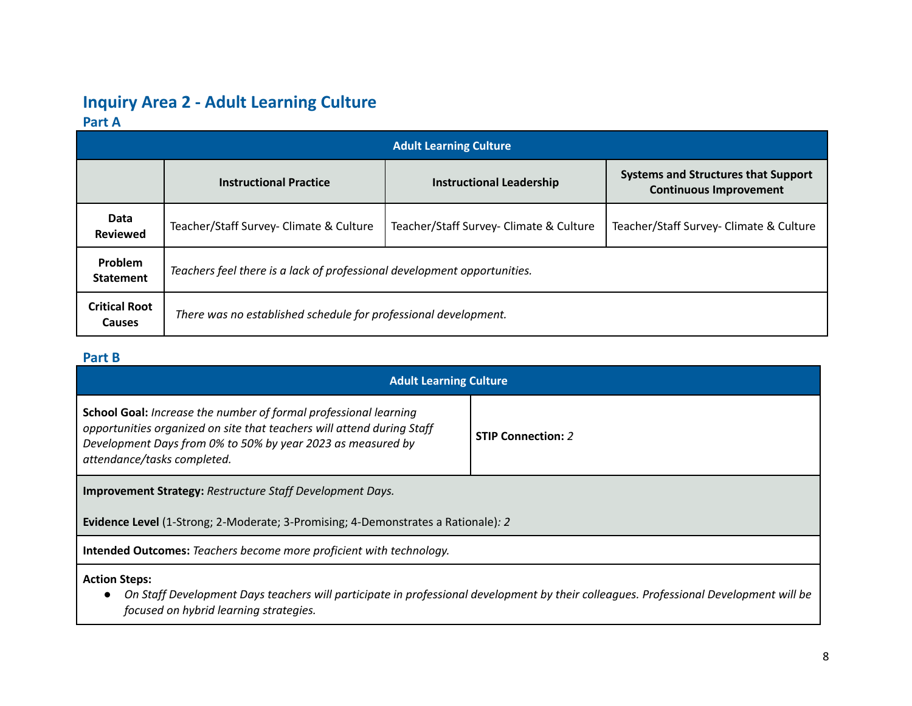## Inquiry Area 2 - Adult Learning Culture

### Part A

| Adult Learning Culture | | | |
|---|---|---|---|
| | **Instructional Practice** | **Instructional Leadership** | **Systems and Structures that Support Continuous Improvement** |
| **Data Reviewed** | Teacher/Staff Survey- Climate & Culture | Teacher/Staff Survey- Climate & Culture | Teacher/Staff Survey- Climate & Culture |
| **Problem Statement** | *Teachers feel there is a lack of professional development opportunities.* | | |
| **Critical Root Causes** | *There was no established schedule for professional development.* | | |

### Part B

| Adult Learning Culture | |
|---|---|
| **School Goal:** *Increase the number of formal professional learning opportunities organized on site that teachers will attend during Staff Development Days from 0% to 50% by year 2023 as measured by attendance/tasks completed.* | **STIP Connection:** *2* |
| **Improvement Strategy:** *Restructure Staff Development Days.*<br><br>**Evidence Level** (1-Strong; 2-Moderate; 3-Promising; 4-Demonstrates a Rationale)*: 2* | |
| **Intended Outcomes:** *Teachers become more proficient with technology.* | |
| **Action Steps:**<br>● *On Staff Development Days teachers will participate in professional development by their colleagues. Professional Development will be focused on hybrid learning strategies.* | |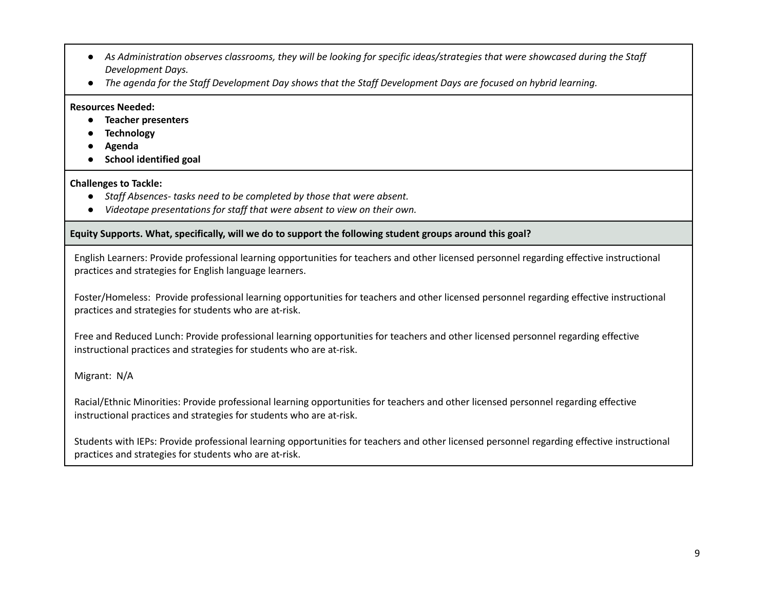- *As Administration observes classrooms, they will be looking for specific ideas/strategies that were showcased during the Staff Development Days.*
- *The agenda for the Staff Development Day shows that the Staff Development Days are focused on hybrid learning.*

**Resources Needed:**

- **Teacher presenters**
- **Technology**
- **Agenda**
- **School identified goal**

**Challenges to Tackle:**

- *Staff Absences- tasks need to be completed by those that were absent.*
- *Videotape presentations for staff that were absent to view on their own.*

**Equity Supports. What, specifically, will we do to support the following student groups around this goal?**

English Learners: Provide professional learning opportunities for teachers and other licensed personnel regarding effective instructional practices and strategies for English language learners.

Foster/Homeless: Provide professional learning opportunities for teachers and other licensed personnel regarding effective instructional practices and strategies for students who are at-risk.

Free and Reduced Lunch: Provide professional learning opportunities for teachers and other licensed personnel regarding effective instructional practices and strategies for students who are at-risk.

Migrant: N/A

Racial/Ethnic Minorities: Provide professional learning opportunities for teachers and other licensed personnel regarding effective instructional practices and strategies for students who are at-risk.

Students with IEPs: Provide professional learning opportunities for teachers and other licensed personnel regarding effective instructional practices and strategies for students who are at-risk.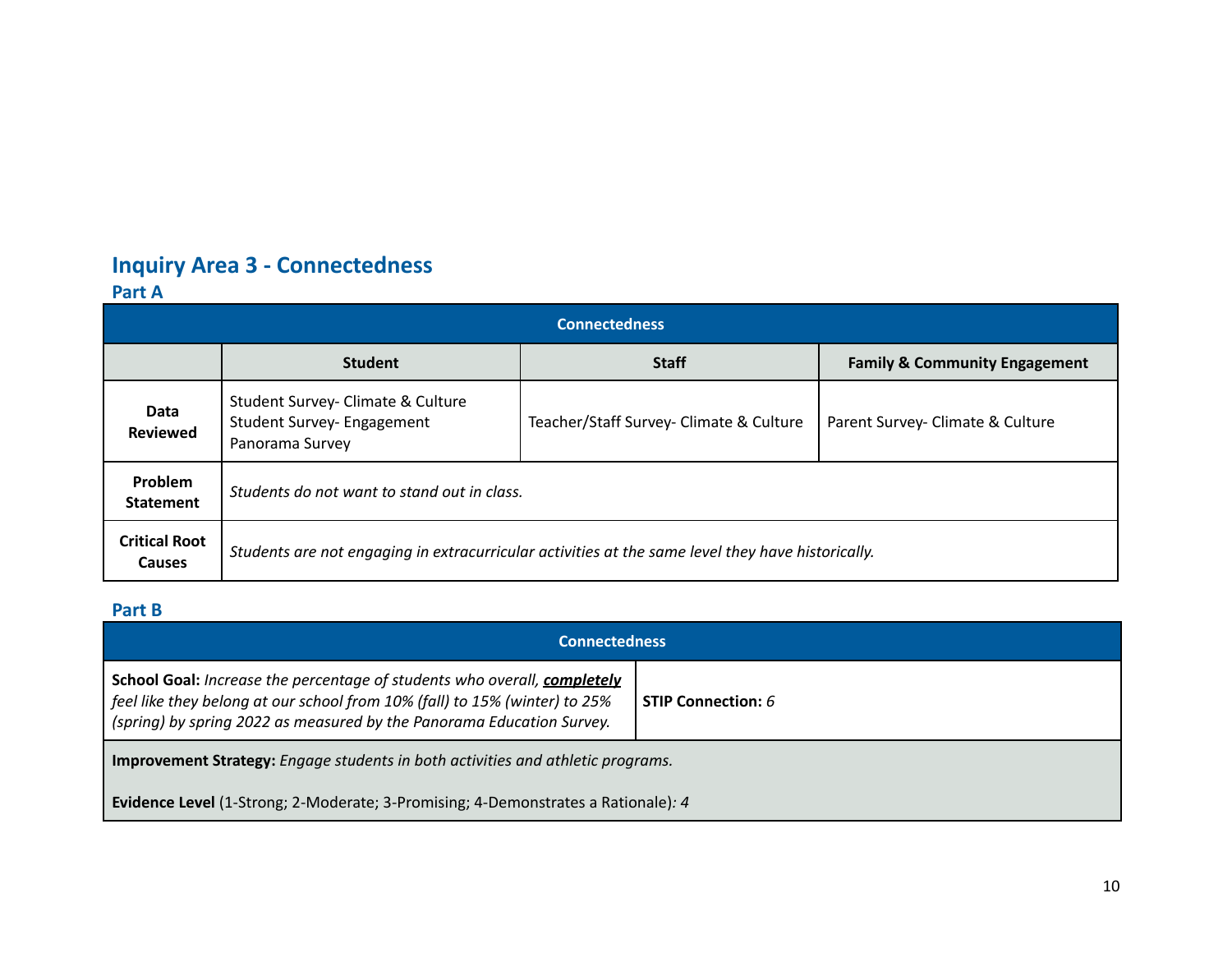## Inquiry Area 3 - Connectedness

### Part A

| Connectedness | | | |
|---|---|---|---|
| | **Student** | **Staff** | **Family & Community Engagement** |
| **Data Reviewed** | Student Survey- Climate & Culture<br>Student Survey- Engagement<br>Panorama Survey | Teacher/Staff Survey- Climate & Culture | Parent Survey- Climate & Culture |
| **Problem Statement** | *Students do not want to stand out in class.* | | |
| **Critical Root Causes** | *Students are not engaging in extracurricular activities at the same level they have historically.* | | |

### Part B

| Connectedness | |
|---|---|
| **School Goal:** *Increase the percentage of students who overall,* ***completely*** *feel like they belong at our school from 10% (fall) to 15% (winter) to 25% (spring) by spring 2022 as measured by the Panorama Education Survey.* | **STIP Connection:** *6* |
| **Improvement Strategy:** *Engage students in both activities and athletic programs.*<br><br>**Evidence Level** (1-Strong; 2-Moderate; 3-Promising; 4-Demonstrates a Rationale)*: 4* | |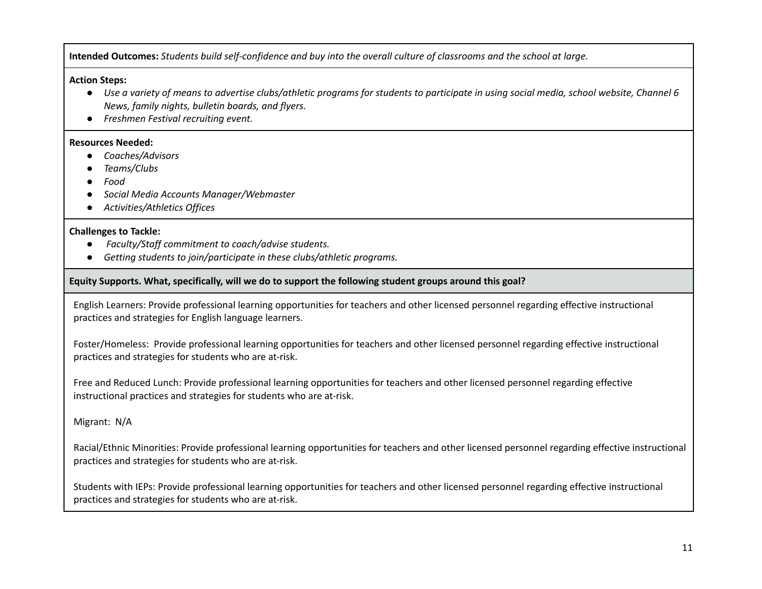**Intended Outcomes:** *Students build self-confidence and buy into the overall culture of classrooms and the school at large.*

**Action Steps:**

- *Use a variety of means to advertise clubs/athletic programs for students to participate in using social media, school website, Channel 6 News, family nights, bulletin boards, and flyers.*
- *Freshmen Festival recruiting event.*

**Resources Needed:**

- *Coaches/Advisors*
- *Teams/Clubs*
- *Food*
- *Social Media Accounts Manager/Webmaster*
- *Activities/Athletics Offices*

**Challenges to Tackle:**

- *Faculty/Staff commitment to coach/advise students.*
- *Getting students to join/participate in these clubs/athletic programs.*

**Equity Supports. What, specifically, will we do to support the following student groups around this goal?**

English Learners: Provide professional learning opportunities for teachers and other licensed personnel regarding effective instructional practices and strategies for English language learners.

Foster/Homeless: Provide professional learning opportunities for teachers and other licensed personnel regarding effective instructional practices and strategies for students who are at-risk.

Free and Reduced Lunch: Provide professional learning opportunities for teachers and other licensed personnel regarding effective instructional practices and strategies for students who are at-risk.

Migrant: N/A

Racial/Ethnic Minorities: Provide professional learning opportunities for teachers and other licensed personnel regarding effective instructional practices and strategies for students who are at-risk.

Students with IEPs: Provide professional learning opportunities for teachers and other licensed personnel regarding effective instructional practices and strategies for students who are at-risk.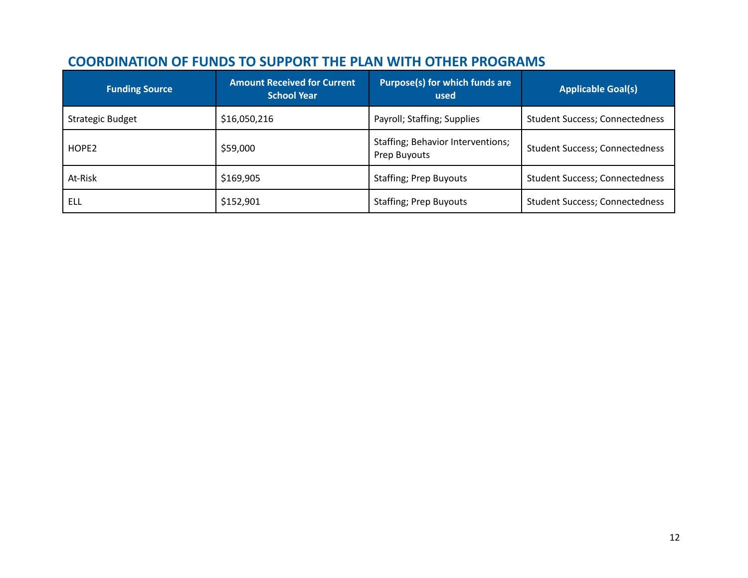## COORDINATION OF FUNDS TO SUPPORT THE PLAN WITH OTHER PROGRAMS

| Funding Source | Amount Received for Current School Year | Purpose(s) for which funds are used | Applicable Goal(s) |
|---|---|---|---|
| Strategic Budget | $16,050,216 | Payroll; Staffing; Supplies | Student Success; Connectedness |
| HOPE2 | $59,000 | Staffing; Behavior Interventions; Prep Buyouts | Student Success; Connectedness |
| At-Risk | $169,905 | Staffing; Prep Buyouts | Student Success; Connectedness |
| ELL | $152,901 | Staffing; Prep Buyouts | Student Success; Connectedness |